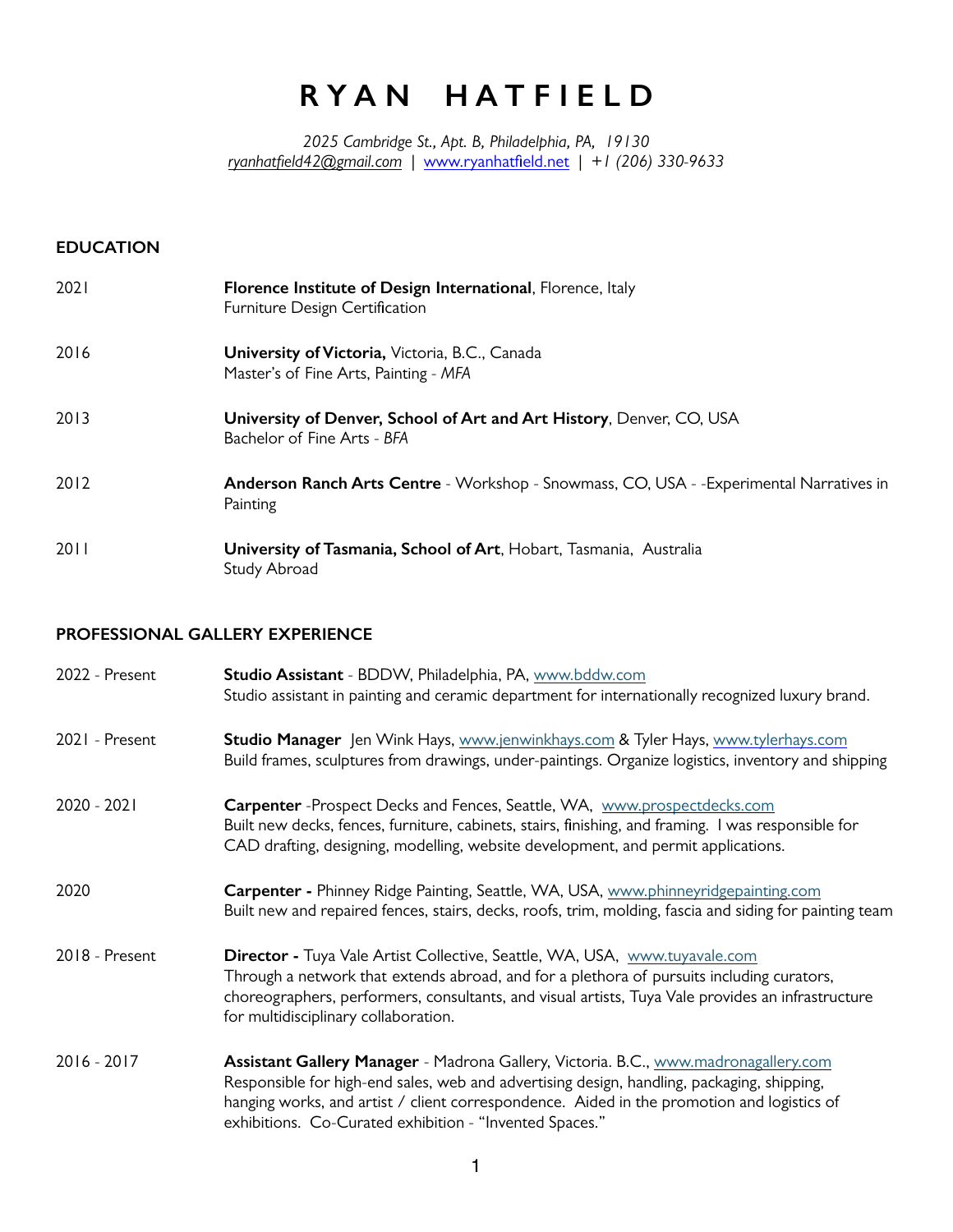# RYAN HATFIELD

*2025 Cambridge St., Apt. B, Philadelphia, PA, 19130*
*ryanhatfield42@gmail.com* | www.ryanhatfield.net | *+1 (206) 330-9633*

## EDUCATION

2021 — **Florence Institute of Design International**, Florence, Italy
Furniture Design Certification

2016 — **University of Victoria,** Victoria, B.C., Canada
Master's of Fine Arts, Painting - *MFA*

2013 — **University of Denver, School of Art and Art History**, Denver, CO, USA
Bachelor of Fine Arts - *BFA*

2012 — **Anderson Ranch Arts Centre** - Workshop - Snowmass, CO, USA - -Experimental Narratives in Painting

2011 — **University of Tasmania, School of Art**, Hobart, Tasmania, Australia
Study Abroad

## PROFESSIONAL GALLERY EXPERIENCE

2022 - Present — **Studio Assistant** - BDDW, Philadelphia, PA, www.bddw.com
Studio assistant in painting and ceramic department for internationally recognized luxury brand.

2021 - Present — **Studio Manager** Jen Wink Hays, www.jenwinkhays.com & Tyler Hays, www.tylerhays.com
Build frames, sculptures from drawings, under-paintings. Organize logistics, inventory and shipping

2020 - 2021 — **Carpenter** -Prospect Decks and Fences, Seattle, WA, www.prospectdecks.com
Built new decks, fences, furniture, cabinets, stairs, finishing, and framing. I was responsible for CAD drafting, designing, modelling, website development, and permit applications.

2020 — **Carpenter -** Phinney Ridge Painting, Seattle, WA, USA, www.phinneyridgepainting.com
Built new and repaired fences, stairs, decks, roofs, trim, molding, fascia and siding for painting team

2018 - Present — **Director -** Tuya Vale Artist Collective, Seattle, WA, USA, www.tuyavale.com
Through a network that extends abroad, and for a plethora of pursuits including curators, choreographers, performers, consultants, and visual artists, Tuya Vale provides an infrastructure for multidisciplinary collaboration.

2016 - 2017 — **Assistant Gallery Manager** - Madrona Gallery, Victoria. B.C., www.madronagallery.com
Responsible for high-end sales, web and advertising design, handling, packaging, shipping, hanging works, and artist / client correspondence. Aided in the promotion and logistics of exhibitions. Co-Curated exhibition - "Invented Spaces."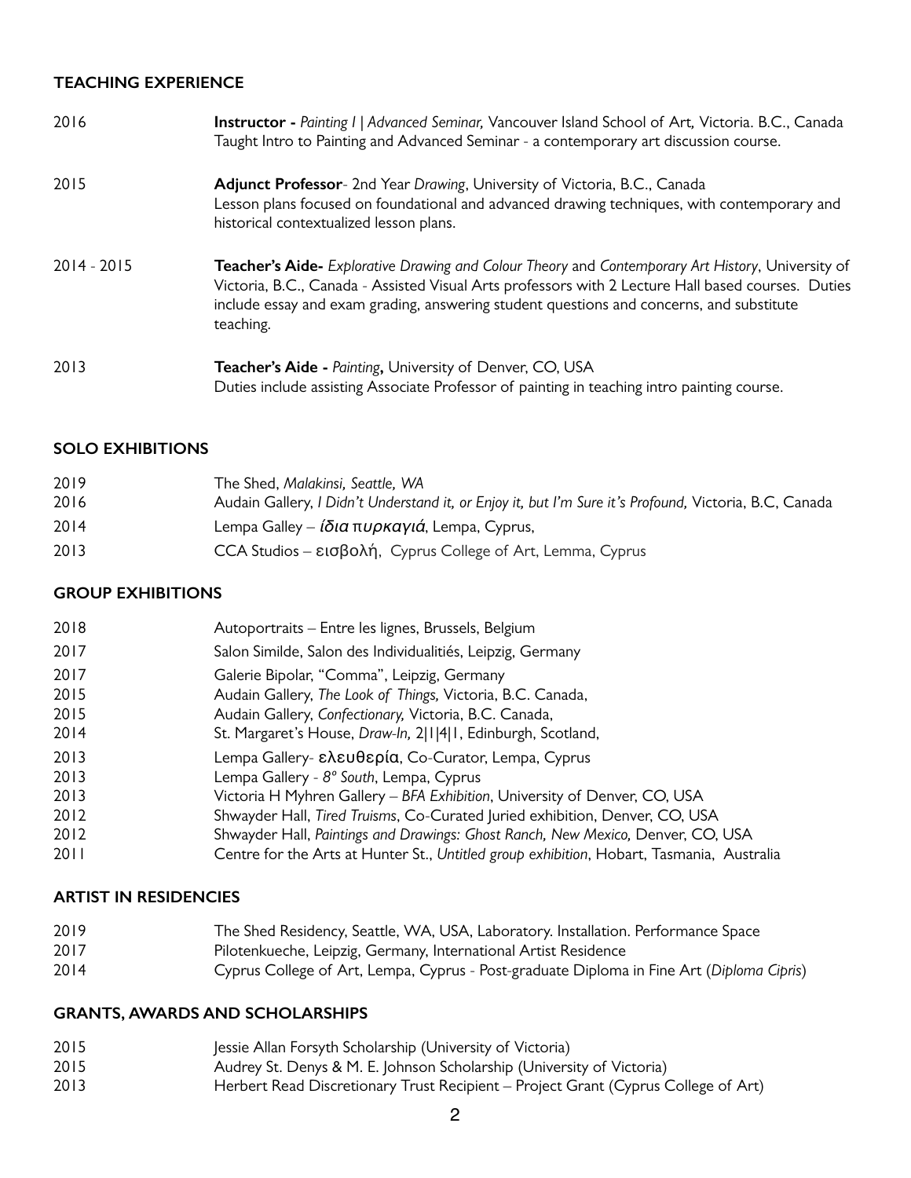## TEACHING EXPERIENCE

2016 — **Instructor -** *Painting I | Advanced Seminar,* Vancouver Island School of Art, Victoria. B.C., Canada
Taught Intro to Painting and Advanced Seminar - a contemporary art discussion course.

2015 — **Adjunct Professor**- 2nd Year *Drawing*, University of Victoria, B.C., Canada
Lesson plans focused on foundational and advanced drawing techniques, with contemporary and historical contextualized lesson plans.

2014 - 2015 — **Teacher's Aide-** *Explorative Drawing and Colour Theory* and *Contemporary Art History*, University of Victoria, B.C., Canada - Assisted Visual Arts professors with 2 Lecture Hall based courses. Duties include essay and exam grading, answering student questions and concerns, and substitute teaching.

2013 — **Teacher's Aide -** *Painting***,** University of Denver, CO, USA
Duties include assisting Associate Professor of painting in teaching intro painting course.

## SOLO EXHIBITIONS

2019 — The Shed, *Malakinsi, Seattle, WA*
2016 — Audain Gallery, *I Didn't Understand it, or Enjoy it, but I'm Sure it's Profound,* Victoria, B.C, Canada
2014 — Lempa Galley – *ίδια πυρκαγιά*, Lempa, Cyprus,
2013 — CCA Studios – εισβολή, Cyprus College of Art, Lemma, Cyprus

## GROUP EXHIBITIONS

2018 — Autoportraits – Entre les lignes, Brussels, Belgium
2017 — Salon Similde, Salon des Individualitiés, Leipzig, Germany
2017 — Galerie Bipolar, "Comma", Leipzig, Germany
2015 — Audain Gallery, *The Look of Things,* Victoria, B.C. Canada,
2015 — Audain Gallery, *Confectionary,* Victoria, B.C. Canada,
2014 — St. Margaret's House, *Draw-In,* 2|1|4|1, Edinburgh, Scotland,
2013 — Lempa Gallery- ελευθερία, Co-Curator, Lempa, Cyprus
2013 — Lempa Gallery - *8º South*, Lempa, Cyprus
2013 — Victoria H Myhren Gallery – *BFA Exhibition*, University of Denver, CO, USA
2012 — Shwayder Hall, *Tired Truisms*, Co-Curated Juried exhibition, Denver, CO, USA
2012 — Shwayder Hall, *Paintings and Drawings: Ghost Ranch, New Mexico,* Denver, CO, USA
2011 — Centre for the Arts at Hunter St., *Untitled group exhibition*, Hobart, Tasmania, Australia

## ARTIST IN RESIDENCIES

2019 — The Shed Residency, Seattle, WA, USA, Laboratory. Installation. Performance Space
2017 — Pilotenkueche, Leipzig, Germany, International Artist Residence
2014 — Cyprus College of Art, Lempa, Cyprus - Post-graduate Diploma in Fine Art (*Diploma Cipris*)

## GRANTS, AWARDS AND SCHOLARSHIPS

2015 — Jessie Allan Forsyth Scholarship (University of Victoria)
2015 — Audrey St. Denys & M. E. Johnson Scholarship (University of Victoria)
2013 — Herbert Read Discretionary Trust Recipient – Project Grant (Cyprus College of Art)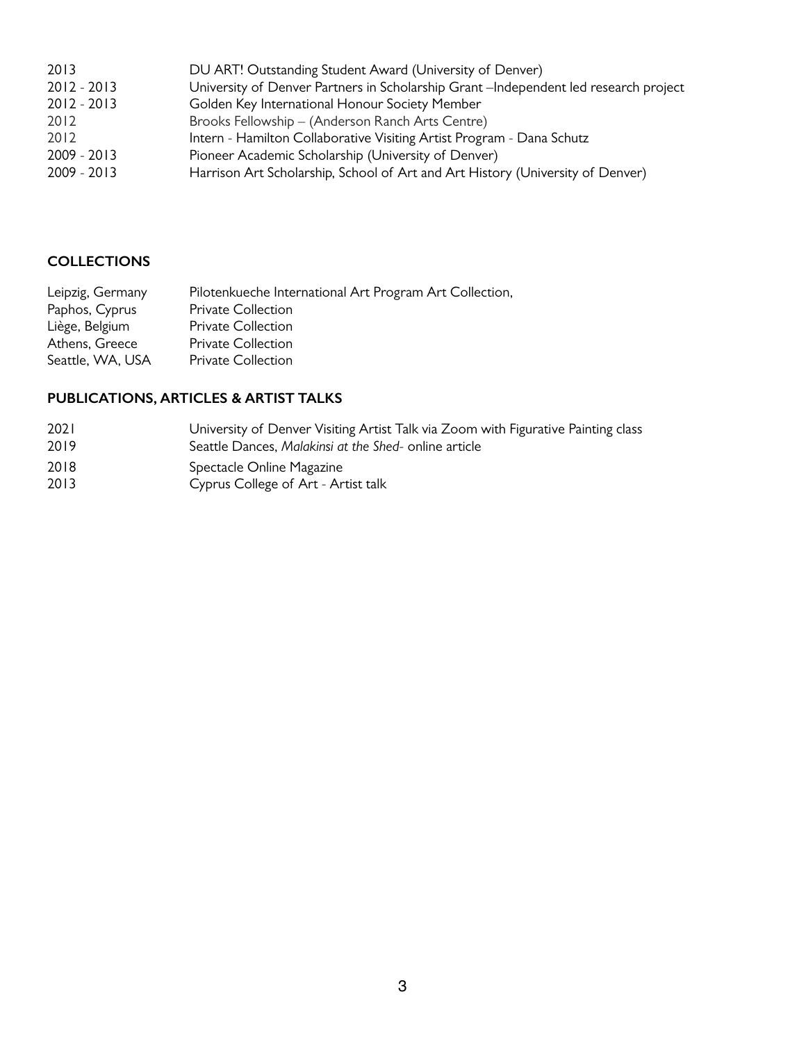| | |
|---|---|
| 2013 | DU ART! Outstanding Student Award (University of Denver) |
| 2012 - 2013 | University of Denver Partners in Scholarship Grant –Independent led research project |
| 2012 - 2013 | Golden Key International Honour Society Member |
| 2012 | Brooks Fellowship – (Anderson Ranch Arts Centre) |
| 2012 | Intern - Hamilton Collaborative Visiting Artist Program - Dana Schutz |
| 2009 - 2013 | Pioneer Academic Scholarship (University of Denver) |
| 2009 - 2013 | Harrison Art Scholarship, School of Art and Art History (University of Denver) |

**COLLECTIONS**

| | |
|---|---|
| Leipzig, Germany | Pilotenkueche International Art Program Art Collection, |
| Paphos, Cyprus | Private Collection |
| Liège, Belgium | Private Collection |
| Athens, Greece | Private Collection |
| Seattle, WA, USA | Private Collection |

**PUBLICATIONS, ARTICLES & ARTIST TALKS**

| | |
|---|---|
| 2021 | University of Denver Visiting Artist Talk via Zoom with Figurative Painting class |
| 2019 | Seattle Dances, *Malakinsi at the Shed*- online article |
| 2018 | Spectacle Online Magazine |
| 2013 | Cyprus College of Art - Artist talk |